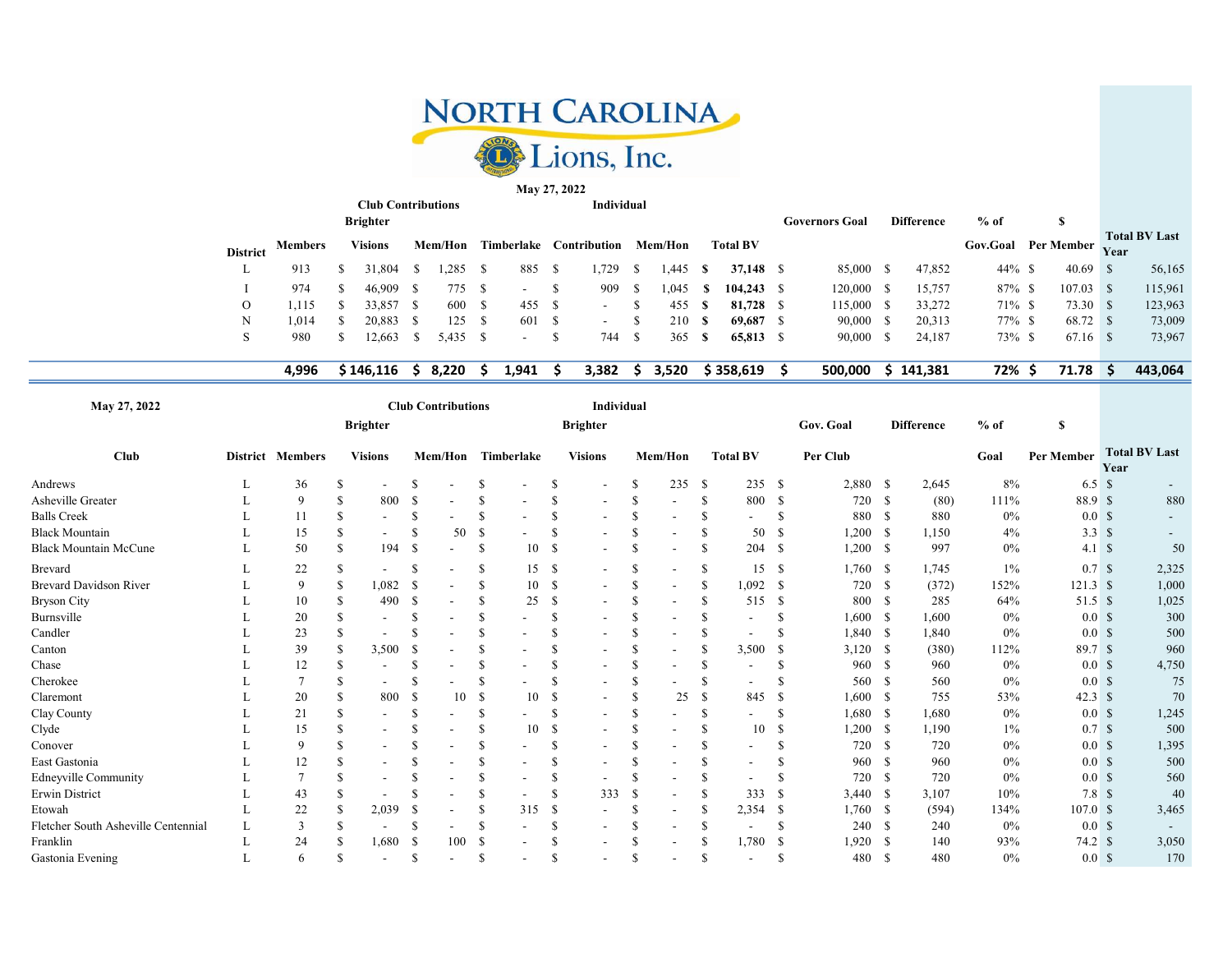# North Carolina Lions, Inc.

May 27, 2022

| District | Members | Club Contributions Brighter Visions | Mem/Hon | Timberlake | Individual Contribution | Mem/Hon | Total BV | Governors Goal | Difference | % of Gov.Goal | $ Per Member | Total BV Last Year |
|---|---|---|---|---|---|---|---|---|---|---|---|---|
| L | 913 | $ 31,804 | $ 1,285 | $ 885 | $ 1,729 | $ 1,445 | **$ 37,148** | $ 85,000 | $ 47,852 | 44% | $ 40.69 | $ 56,165 |
| I | 974 | $ 46,909 | $ 775 | $ - | $ 909 | $ 1,045 | **$ 104,243** | $ 120,000 | $ 15,757 | 87% | $ 107.03 | $ 115,961 |
| O | 1,115 | $ 33,857 | $ 600 | $ 455 | $ - | $ 455 | **$ 81,728** | $ 115,000 | $ 33,272 | 71% | $ 73.30 | $ 123,963 |
| N | 1,014 | $ 20,883 | $ 125 | $ 601 | $ - | $ 210 | **$ 69,687** | $ 90,000 | $ 20,313 | 77% | $ 68.72 | $ 73,009 |
| S | 980 | $ 12,663 | $ 5,435 | $ - | $ 744 | $ 365 | **$ 65,813** | $ 90,000 | $ 24,187 | 73% | $ 67.16 | $ 73,967 |
| | **4,996** | **$ 146,116** | **$ 8,220** | **$ 1,941** | **$ 3,382** | **$ 3,520** | **$ 358,619** | **$ 500,000** | **$ 141,381** | **72%** | **$ 71.78** | **$ 443,064** |

May 27, 2022

| Club | District | Members | Club Contributions Brighter Visions | Mem/Hon | Timberlake | Individual Brighter Visions | Mem/Hon | Total BV | Gov. Goal Per Club | Difference | % of Goal | $ Per Member | Total BV Last Year |
|---|---|---|---|---|---|---|---|---|---|---|---|---|---|
| Andrews | L | 36 | $ - | $ - | $ - | $ - | $ 235 | $ 235 | $ 2,880 | $ 2,645 | 8% | 6.5 | $ - |
| Asheville Greater | L | 9 | $ 800 | $ - | $ - | $ - | $ - | $ 800 | $ 720 | $ (80) | 111% | 88.9 | $ 880 |
| Balls Creek | L | 11 | $ - | $ - | $ - | $ - | $ - | $ - | $ 880 | $ 880 | 0% | 0.0 | $ - |
| Black Mountain | L | 15 | $ - | $ 50 | $ - | $ - | $ - | $ 50 | $ 1,200 | $ 1,150 | 4% | 3.3 | $ - |
| Black Mountain McCune | L | 50 | $ 194 | $ - | $ 10 | $ - | $ - | $ 204 | $ 1,200 | $ 997 | 0% | 4.1 | $ 50 |
| Brevard | L | 22 | $ - | $ - | $ 15 | $ - | $ - | $ 15 | $ 1,760 | $ 1,745 | 1% | 0.7 | $ 2,325 |
| Brevard Davidson River | L | 9 | $ 1,082 | $ - | $ 10 | $ - | $ - | $ 1,092 | $ 720 | $ (372) | 152% | 121.3 | $ 1,000 |
| Bryson City | L | 10 | $ 490 | $ - | $ 25 | $ - | $ - | $ 515 | $ 800 | $ 285 | 64% | 51.5 | $ 1,025 |
| Burnsville | L | 20 | $ - | $ - | $ - | $ - | $ - | $ - | $ 1,600 | $ 1,600 | 0% | 0.0 | $ 300 |
| Candler | L | 23 | $ - | $ - | $ - | $ - | $ - | $ - | $ 1,840 | $ 1,840 | 0% | 0.0 | $ 500 |
| Canton | L | 39 | $ 3,500 | $ - | $ - | $ - | $ - | $ 3,500 | $ 3,120 | $ (380) | 112% | 89.7 | $ 960 |
| Chase | L | 12 | $ - | $ - | $ - | $ - | $ - | $ - | $ 960 | $ 960 | 0% | 0.0 | $ 4,750 |
| Cherokee | L | 7 | $ - | $ - | $ - | $ - | $ - | $ - | $ 560 | $ 560 | 0% | 0.0 | $ 75 |
| Claremont | L | 20 | $ 800 | $ 10 | $ 10 | $ - | $ 25 | $ 845 | $ 1,600 | $ 755 | 53% | 42.3 | $ 70 |
| Clay County | L | 21 | $ - | $ - | $ - | $ - | $ - | $ - | $ 1,680 | $ 1,680 | 0% | 0.0 | $ 1,245 |
| Clyde | L | 15 | $ - | $ - | $ 10 | $ - | $ - | $ 10 | $ 1,200 | $ 1,190 | 1% | 0.7 | $ 500 |
| Conover | L | 9 | $ - | $ - | $ - | $ - | $ - | $ - | $ 720 | $ 720 | 0% | 0.0 | $ 1,395 |
| East Gastonia | L | 12 | $ - | $ - | $ - | $ - | $ - | $ - | $ 960 | $ 960 | 0% | 0.0 | $ 500 |
| Edneyville Community | L | 7 | $ - | $ - | $ - | $ - | $ - | $ - | $ 720 | $ 720 | 0% | 0.0 | $ 560 |
| Erwin District | L | 43 | $ - | $ - | $ - | $ 333 | $ - | $ 333 | $ 3,440 | $ 3,107 | 10% | 7.8 | $ 40 |
| Etowah | L | 22 | $ 2,039 | $ - | $ 315 | $ - | $ - | $ 2,354 | $ 1,760 | $ (594) | 134% | 107.0 | $ 3,465 |
| Fletcher South Asheville Centennial | L | 3 | $ - | $ - | $ - | $ - | $ - | $ - | $ 240 | $ 240 | 0% | 0.0 | $ - |
| Franklin | L | 24 | $ 1,680 | $ 100 | $ - | $ - | $ - | $ 1,780 | $ 1,920 | $ 140 | 93% | 74.2 | $ 3,050 |
| Gastonia Evening | L | 6 | $ - | $ - | $ - | $ - | $ - | $ - | $ 480 | $ 480 | 0% | 0.0 | $ 170 |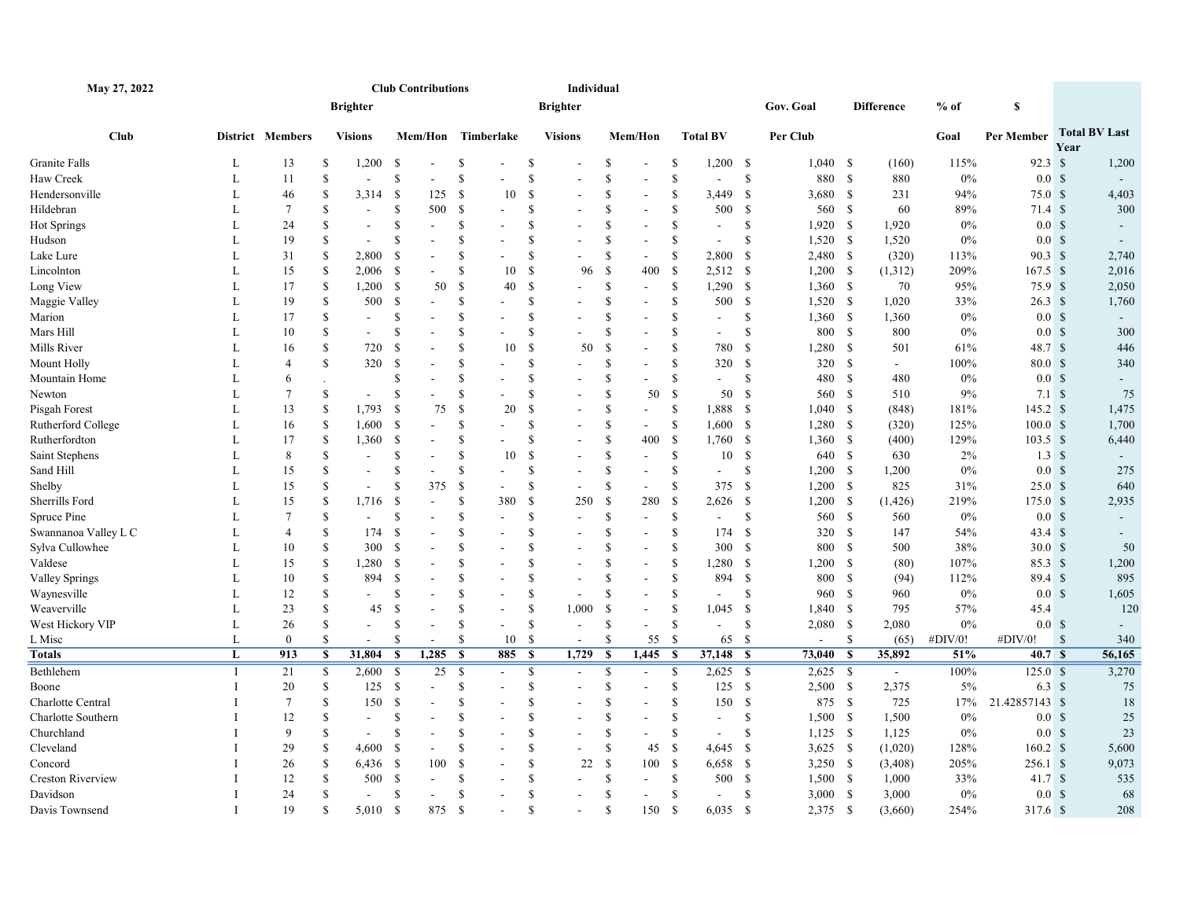**May 27, 2022**

| Club | District | Members | Club Contributions Brighter Visions | Club Contributions Mem/Hon | Club Contributions Timberlake | Individual Brighter Visions | Individual Mem/Hon | Total BV | Gov. Goal Per Club | Difference | % of Goal | $ Per Member | Total BV Last Year |
|---|---|---|---|---|---|---|---|---|---|---|---|---|---|
| Granite Falls | L | 13 | $ 1,200 | $ - | $ - | $ - | $ - | $ 1,200 | $ 1,040 | $ (160) | 115% | 92.3 | $ 1,200 |
| Haw Creek | L | 11 | $ - | $ - | $ - | $ - | $ - | $ - | $ 880 | $ 880 | 0% | 0.0 | $ - |
| Hendersonville | L | 46 | $ 3,314 | $ 125 | $ 10 | $ - | $ - | $ 3,449 | $ 3,680 | $ 231 | 94% | 75.0 | $ 4,403 |
| Hildebran | L | 7 | $ - | $ 500 | $ - | $ - | $ - | $ 500 | $ 560 | $ 60 | 89% | 71.4 | $ 300 |
| Hot Springs | L | 24 | $ - | $ - | $ - | $ - | $ - | $ - | $ 1,920 | $ 1,920 | 0% | 0.0 | $ - |
| Hudson | L | 19 | $ - | $ - | $ - | $ - | $ - | $ - | $ 1,520 | $ 1,520 | 0% | 0.0 | $ - |
| Lake Lure | L | 31 | $ 2,800 | $ - | $ - | $ - | $ - | $ 2,800 | $ 2,480 | $ (320) | 113% | 90.3 | $ 2,740 |
| Lincolnton | L | 15 | $ 2,006 | $ - | $ 10 | $ 96 | $ 400 | $ 2,512 | $ 1,200 | $ (1,312) | 209% | 167.5 | $ 2,016 |
| Long View | L | 17 | $ 1,200 | $ 50 | $ 40 | $ - | $ - | $ 1,290 | $ 1,360 | $ 70 | 95% | 75.9 | $ 2,050 |
| Maggie Valley | L | 19 | $ 500 | $ - | $ - | $ - | $ - | $ 500 | $ 1,520 | $ 1,020 | 33% | 26.3 | $ 1,760 |
| Marion | L | 17 | $ - | $ - | $ - | $ - | $ - | $ - | $ 1,360 | $ 1,360 | 0% | 0.0 | $ - |
| Mars Hill | L | 10 | $ - | $ - | $ - | $ - | $ - | $ - | $ 800 | $ 800 | 0% | 0.0 | $ 300 |
| Mills River | L | 16 | $ 720 | $ - | $ 10 | $ 50 | $ - | $ 780 | $ 1,280 | $ 501 | 61% | 48.7 | $ 446 |
| Mount Holly | L | 4 | $ 320 | $ - | $ - | $ - | $ - | $ 320 | $ 320 | $ - | 100% | 80.0 | $ 340 |
| Mountain Home | L | 6 | . | $ - | $ - | $ - | $ - | $ - | $ 480 | $ 480 | 0% | 0.0 | $ - |
| Newton | L | 7 | $ - | $ - | $ - | $ - | $ 50 | $ 50 | $ 560 | $ 510 | 9% | 7.1 | $ 75 |
| Pisgah Forest | L | 13 | $ 1,793 | $ 75 | $ 20 | $ - | $ - | $ 1,888 | $ 1,040 | $ (848) | 181% | 145.2 | $ 1,475 |
| Rutherford College | L | 16 | $ 1,600 | $ - | $ - | $ - | $ - | $ 1,600 | $ 1,280 | $ (320) | 125% | 100.0 | $ 1,700 |
| Rutherfordton | L | 17 | $ 1,360 | $ - | $ - | $ - | $ 400 | $ 1,760 | $ 1,360 | $ (400) | 129% | 103.5 | $ 6,440 |
| Saint Stephens | L | 8 | $ - | $ - | $ 10 | $ - | $ - | $ 10 | $ 640 | $ 630 | 2% | 1.3 | $ - |
| Sand Hill | L | 15 | $ - | $ - | $ - | $ - | $ - | $ - | $ 1,200 | $ 1,200 | 0% | 0.0 | $ 275 |
| Shelby | L | 15 | $ - | $ 375 | $ - | $ - | $ - | $ 375 | $ 1,200 | $ 825 | 31% | 25.0 | $ 640 |
| Sherrills Ford | L | 15 | $ 1,716 | $ - | $ 380 | $ 250 | $ 280 | $ 2,626 | $ 1,200 | $ (1,426) | 219% | 175.0 | $ 2,935 |
| Spruce Pine | L | 7 | $ - | $ - | $ - | $ - | $ - | $ - | $ 560 | $ 560 | 0% | 0.0 | $ - |
| Swannanoa Valley L C | L | 4 | $ 174 | $ - | $ - | $ - | $ - | $ 174 | $ 320 | $ 147 | 54% | 43.4 | $ - |
| Sylva Cullowhee | L | 10 | $ 300 | $ - | $ - | $ - | $ - | $ 300 | $ 800 | $ 500 | 38% | 30.0 | $ 50 |
| Valdese | L | 15 | $ 1,280 | $ - | $ - | $ - | $ - | $ 1,280 | $ 1,200 | $ (80) | 107% | 85.3 | $ 1,200 |
| Valley Springs | L | 10 | $ 894 | $ - | $ - | $ - | $ - | $ 894 | $ 800 | $ (94) | 112% | 89.4 | $ 895 |
| Waynesville | L | 12 | $ - | $ - | $ - | $ - | $ - | $ - | $ 960 | $ 960 | 0% | 0.0 | $ 1,605 |
| Weaverville | L | 23 | $ 45 | $ - | $ - | $ 1,000 | $ - | $ 1,045 | $ 1,840 | $ 795 | 57% | 45.4 | 120 |
| West Hickory VIP | L | 26 | $ - | $ - | $ - | $ - | $ - | $ - | $ 2,080 | $ 2,080 | 0% | 0.0 | $ - |
| L Misc | L | 0 | $ - | $ - | $ 10 | $ - | $ 55 | $ 65 | $ - | $ (65) | #DIV/0! | #DIV/0! | $ 340 |
| **Totals** | **L** | **913** | **$ 31,804** | **$ 1,285** | **$ 885** | **$ 1,729** | **$ 1,445** | **$ 37,148** | **$ 73,040** | **$ 35,892** | **51%** | **40.7** | **$ 56,165** |
| Bethlehem | I | 21 | $ 2,600 | $ 25 | $ - | $ - | $ - | $ 2,625 | $ 2,625 | $ - | 100% | 125.0 | $ 3,270 |
| Boone | I | 20 | $ 125 | $ - | $ - | $ - | $ - | $ 125 | $ 2,500 | $ 2,375 | 5% | 6.3 | $ 75 |
| Charlotte Central | I | 7 | $ 150 | $ - | $ - | $ - | $ - | $ 150 | $ 875 | $ 725 | 17% | 21.42857143 | $ 18 |
| Charlotte Southern | I | 12 | $ - | $ - | $ - | $ - | $ - | $ - | $ 1,500 | $ 1,500 | 0% | 0.0 | $ 25 |
| Churchland | I | 9 | $ - | $ - | $ - | $ - | $ - | $ - | $ 1,125 | $ 1,125 | 0% | 0.0 | $ 23 |
| Cleveland | I | 29 | $ 4,600 | $ - | $ - | $ - | $ 45 | $ 4,645 | $ 3,625 | $ (1,020) | 128% | 160.2 | $ 5,600 |
| Concord | I | 26 | $ 6,436 | $ 100 | $ - | $ 22 | $ 100 | $ 6,658 | $ 3,250 | $ (3,408) | 205% | 256.1 | $ 9,073 |
| Creston Riverview | I | 12 | $ 500 | $ - | $ - | $ - | $ - | $ 500 | $ 1,500 | $ 1,000 | 33% | 41.7 | $ 535 |
| Davidson | I | 24 | $ - | $ - | $ - | $ - | $ - | $ - | $ 3,000 | $ 3,000 | 0% | 0.0 | $ 68 |
| Davis Townsend | I | 19 | $ 5,010 | $ 875 | $ - | $ - | $ 150 | $ 6,035 | $ 2,375 | $ (3,660) | 254% | 317.6 | $ 208 |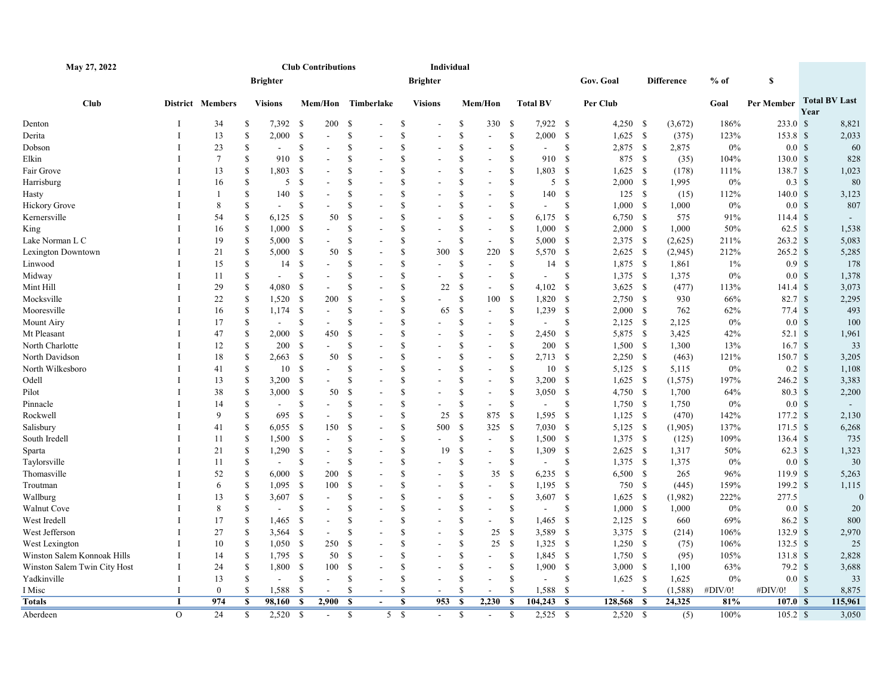| May 27, 2022 | | | Club Contributions | | | Individual | | | | | | | | |
|---|---|---|---|---|---|---|---|---|---|---|---|---|---|---|
| Club | District | Members | Brighter Visions | Mem/Hon | Timberlake | Brighter Visions | Mem/Hon | Total BV | Gov. Goal Per Club | Difference | % of Goal | $ Per Member | Total BV Last Year |
| Denton | I | 34 | $ 7,392 | $ 200 | $ - | $ - | $ 330 | $ 7,922 | $ 4,250 | $ (3,672) | 186% | 233.0 | $ 8,821 |
| Derita | I | 13 | $ 2,000 | $ - | $ - | $ - | $ - | $ 2,000 | $ 1,625 | $ (375) | 123% | 153.8 | $ 2,033 |
| Dobson | I | 23 | $ - | $ - | $ - | $ - | $ - | $ - | $ 2,875 | $ 2,875 | 0% | 0.0 | $ 60 |
| Elkin | I | 7 | $ 910 | $ - | $ - | $ - | $ - | $ 910 | $ 875 | $ (35) | 104% | 130.0 | $ 828 |
| Fair Grove | I | 13 | $ 1,803 | $ - | $ - | $ - | $ - | $ 1,803 | $ 1,625 | $ (178) | 111% | 138.7 | $ 1,023 |
| Harrisburg | I | 16 | $ 5 | $ - | $ - | $ - | $ - | $ 5 | $ 2,000 | $ 1,995 | 0% | 0.3 | $ 80 |
| Hasty | I | 1 | $ 140 | $ - | $ - | $ - | $ - | $ 140 | $ 125 | $ (15) | 112% | 140.0 | $ 3,123 |
| Hickory Grove | I | 8 | $ - | $ - | $ - | $ - | $ - | $ - | $ 1,000 | $ 1,000 | 0% | 0.0 | $ 807 |
| Kernersville | I | 54 | $ 6,125 | $ 50 | $ - | $ - | $ - | $ 6,175 | $ 6,750 | $ 575 | 91% | 114.4 | $ - |
| King | I | 16 | $ 1,000 | $ - | $ - | $ - | $ - | $ 1,000 | $ 2,000 | $ 1,000 | 50% | 62.5 | $ 1,538 |
| Lake Norman L C | I | 19 | $ 5,000 | $ - | $ - | $ - | $ - | $ 5,000 | $ 2,375 | $ (2,625) | 211% | 263.2 | $ 5,083 |
| Lexington Downtown | I | 21 | $ 5,000 | $ 50 | $ - | $ 300 | $ 220 | $ 5,570 | $ 2,625 | $ (2,945) | 212% | 265.2 | $ 5,285 |
| Linwood | I | 15 | $ 14 | $ - | $ - | $ - | $ - | $ 14 | $ 1,875 | $ 1,861 | 1% | 0.9 | $ 178 |
| Midway | I | 11 | $ - | $ - | $ - | $ - | $ - | $ - | $ 1,375 | $ 1,375 | 0% | 0.0 | $ 1,378 |
| Mint Hill | I | 29 | $ 4,080 | $ - | $ - | $ 22 | $ - | $ 4,102 | $ 3,625 | $ (477) | 113% | 141.4 | $ 3,073 |
| Mocksville | I | 22 | $ 1,520 | $ 200 | $ - | $ - | $ 100 | $ 1,820 | $ 2,750 | $ 930 | 66% | 82.7 | $ 2,295 |
| Mooresville | I | 16 | $ 1,174 | $ - | $ - | $ 65 | $ - | $ 1,239 | $ 2,000 | $ 762 | 62% | 77.4 | $ 493 |
| Mount Airy | I | 17 | $ - | $ - | $ - | $ - | $ - | $ - | $ 2,125 | $ 2,125 | 0% | 0.0 | $ 100 |
| Mt Pleasant | I | 47 | $ 2,000 | $ 450 | $ - | $ - | $ - | $ 2,450 | $ 5,875 | $ 3,425 | 42% | 52.1 | $ 1,961 |
| North Charlotte | I | 12 | $ 200 | $ - | $ - | $ - | $ - | $ 200 | $ 1,500 | $ 1,300 | 13% | 16.7 | $ 33 |
| North Davidson | I | 18 | $ 2,663 | $ 50 | $ - | $ - | $ - | $ 2,713 | $ 2,250 | $ (463) | 121% | 150.7 | $ 3,205 |
| North Wilkesboro | I | 41 | $ 10 | $ - | $ - | $ - | $ - | $ 10 | $ 5,125 | $ 5,115 | 0% | 0.2 | $ 1,108 |
| Odell | I | 13 | $ 3,200 | $ - | $ - | $ - | $ - | $ 3,200 | $ 1,625 | $ (1,575) | 197% | 246.2 | $ 3,383 |
| Pilot | I | 38 | $ 3,000 | $ 50 | $ - | $ - | $ - | $ 3,050 | $ 4,750 | $ 1,700 | 64% | 80.3 | $ 2,200 |
| Pinnacle | I | 14 | $ - | $ - | $ - | $ - | $ - | $ - | $ 1,750 | $ 1,750 | 0% | 0.0 | $ - |
| Rockwell | I | 9 | $ 695 | $ - | $ - | $ 25 | $ 875 | $ 1,595 | $ 1,125 | $ (470) | 142% | 177.2 | $ 2,130 |
| Salisbury | I | 41 | $ 6,055 | $ 150 | $ - | $ 500 | $ 325 | $ 7,030 | $ 5,125 | $ (1,905) | 137% | 171.5 | $ 6,268 |
| South Iredell | I | 11 | $ 1,500 | $ - | $ - | $ - | $ - | $ 1,500 | $ 1,375 | $ (125) | 109% | 136.4 | $ 735 |
| Sparta | I | 21 | $ 1,290 | $ - | $ - | $ 19 | $ - | $ 1,309 | $ 2,625 | $ 1,317 | 50% | 62.3 | $ 1,323 |
| Taylorsville | I | 11 | $ - | $ - | $ - | $ - | $ - | $ - | $ 1,375 | $ 1,375 | 0% | 0.0 | $ 30 |
| Thomasville | I | 52 | $ 6,000 | $ 200 | $ - | $ - | $ 35 | $ 6,235 | $ 6,500 | $ 265 | 96% | 119.9 | $ 5,263 |
| Troutman | I | 6 | $ 1,095 | $ 100 | $ - | $ - | $ - | $ 1,195 | $ 750 | $ (445) | 159% | 199.2 | $ 1,115 |
| Wallburg | I | 13 | $ 3,607 | $ - | $ - | $ - | $ - | $ 3,607 | $ 1,625 | $ (1,982) | 222% | 277.5 | 0 |
| Walnut Cove | I | 8 | $ - | $ - | $ - | $ - | $ - | $ - | $ 1,000 | $ 1,000 | 0% | 0.0 | $ 20 |
| West Iredell | I | 17 | $ 1,465 | $ - | $ - | $ - | $ - | $ 1,465 | $ 2,125 | $ 660 | 69% | 86.2 | $ 800 |
| West Jefferson | I | 27 | $ 3,564 | $ - | $ - | $ - | $ 25 | $ 3,589 | $ 3,375 | $ (214) | 106% | 132.9 | $ 2,970 |
| West Lexington | I | 10 | $ 1,050 | $ 250 | $ - | $ - | $ 25 | $ 1,325 | $ 1,250 | $ (75) | 106% | 132.5 | $ 25 |
| Winston Salem Konnoak Hills | I | 14 | $ 1,795 | $ 50 | $ - | $ - | $ - | $ 1,845 | $ 1,750 | $ (95) | 105% | 131.8 | $ 2,828 |
| Winston Salem Twin City Host | I | 24 | $ 1,800 | $ 100 | $ - | $ - | $ - | $ 1,900 | $ 3,000 | $ 1,100 | 63% | 79.2 | $ 3,688 |
| Yadkinville | I | 13 | $ - | $ - | $ - | $ - | $ - | $ - | $ 1,625 | $ 1,625 | 0% | 0.0 | $ 33 |
| I Misc | I | 0 | $ 1,588 | $ - | $ - | $ - | $ - | $ 1,588 | $ - | $ (1,588) | #DIV/0! | #DIV/0! | $ 8,875 |
| **Totals** | **I** | **974** | **$ 98,160** | **$ 2,900** | **$ -** | **$ 953** | **$ 2,230** | **$ 104,243** | **$ 128,568** | **$ 24,325** | **81%** | **107.0** | **$ 115,961** |
| Aberdeen | O | 24 | $ 2,520 | $ - | $ 5 | $ - | $ - | $ 2,525 | $ 2,520 | $ (5) | 100% | 105.2 | $ 3,050 |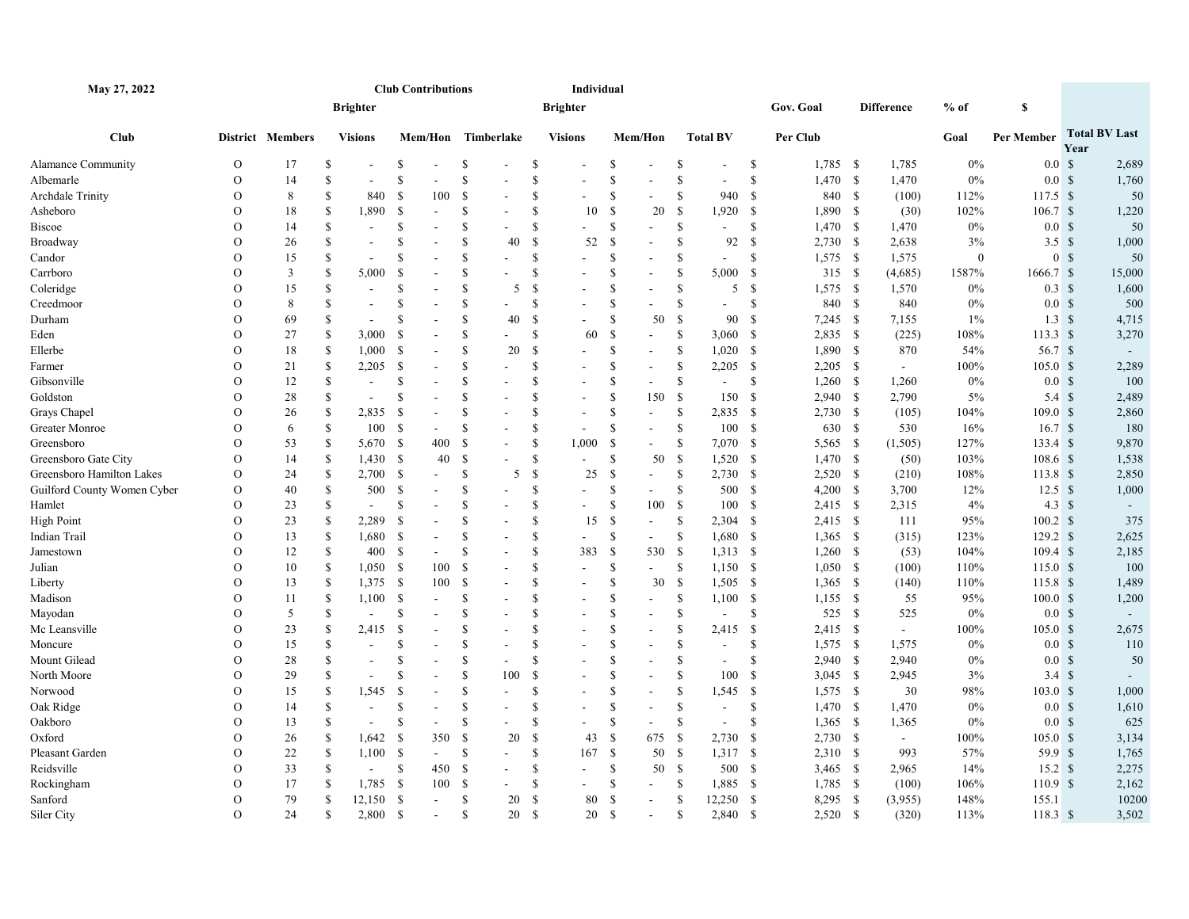| May 27, 2022 | | | Club Contributions | | | Individual | | | | | | | |
|---|---|---|---|---|---|---|---|---|---|---|---|---|---|
| | | | Brighter | | | Brighter | | | Gov. Goal | Difference | % of | $ | |
| Club | District | Members | Visions | Mem/Hon | Timberlake | Visions | Mem/Hon | Total BV | Per Club | | Goal | Per Member | Total BV Last Year |
| Alamance Community | O | 17 | $ - | $ - | $ - | $ - | $ - | $ - | $ 1,785 | $ 1,785 | 0% | 0.0 | $ 2,689 |
| Albemarle | O | 14 | $ - | $ - | $ - | $ - | $ - | $ - | $ 1,470 | $ 1,470 | 0% | 0.0 | $ 1,760 |
| Archdale Trinity | O | 8 | $ 840 | $ 100 | $ - | $ - | $ - | $ 940 | $ 840 | $ (100) | 112% | 117.5 | $ 50 |
| Asheboro | O | 18 | $ 1,890 | $ - | $ - | $ 10 | $ 20 | $ 1,920 | $ 1,890 | $ (30) | 102% | 106.7 | $ 1,220 |
| Biscoe | O | 14 | $ - | $ - | $ - | $ - | $ - | $ - | $ 1,470 | $ 1,470 | 0% | 0.0 | $ 50 |
| Broadway | O | 26 | $ - | $ - | $ 40 | $ 52 | $ - | $ 92 | $ 2,730 | $ 2,638 | 3% | 3.5 | $ 1,000 |
| Candor | O | 15 | $ - | $ - | $ - | $ - | $ - | $ - | $ 1,575 | $ 1,575 | 0 | 0 | $ 50 |
| Carrboro | O | 3 | $ 5,000 | $ - | $ - | $ - | $ - | $ 5,000 | $ 315 | $ (4,685) | 1587% | 1666.7 | $ 15,000 |
| Coleridge | O | 15 | $ - | $ - | $ 5 | $ - | $ - | $ 5 | $ 1,575 | $ 1,570 | 0% | 0.3 | $ 1,600 |
| Creedmoor | O | 8 | $ - | $ - | $ - | $ - | $ - | $ - | $ 840 | $ 840 | 0% | 0.0 | $ 500 |
| Durham | O | 69 | $ - | $ - | $ 40 | $ - | $ 50 | $ 90 | $ 7,245 | $ 7,155 | 1% | 1.3 | $ 4,715 |
| Eden | O | 27 | $ 3,000 | $ - | $ - | $ 60 | $ - | $ 3,060 | $ 2,835 | $ (225) | 108% | 113.3 | $ 3,270 |
| Ellerbe | O | 18 | $ 1,000 | $ - | $ 20 | $ - | $ - | $ 1,020 | $ 1,890 | $ 870 | 54% | 56.7 | $ - |
| Farmer | O | 21 | $ 2,205 | $ - | $ - | $ - | $ - | $ 2,205 | $ 2,205 | $ - | 100% | 105.0 | $ 2,289 |
| Gibsonville | O | 12 | $ - | $ - | $ - | $ - | $ - | $ - | $ 1,260 | $ 1,260 | 0% | 0.0 | $ 100 |
| Goldston | O | 28 | $ - | $ - | $ - | $ - | $ 150 | $ 150 | $ 2,940 | $ 2,790 | 5% | 5.4 | $ 2,489 |
| Grays Chapel | O | 26 | $ 2,835 | $ - | $ - | $ - | $ - | $ 2,835 | $ 2,730 | $ (105) | 104% | 109.0 | $ 2,860 |
| Greater Monroe | O | 6 | $ 100 | $ - | $ - | $ - | $ - | $ 100 | $ 630 | $ 530 | 16% | 16.7 | $ 180 |
| Greensboro | O | 53 | $ 5,670 | $ 400 | $ - | $ 1,000 | $ - | $ 7,070 | $ 5,565 | $ (1,505) | 127% | 133.4 | $ 9,870 |
| Greensboro Gate City | O | 14 | $ 1,430 | $ 40 | $ - | $ - | $ 50 | $ 1,520 | $ 1,470 | $ (50) | 103% | 108.6 | $ 1,538 |
| Greensboro Hamilton Lakes | O | 24 | $ 2,700 | $ - | $ 5 | $ 25 | $ - | $ 2,730 | $ 2,520 | $ (210) | 108% | 113.8 | $ 2,850 |
| Guilford County Women Cyber | O | 40 | $ 500 | $ - | $ - | $ - | $ - | $ 500 | $ 4,200 | $ 3,700 | 12% | 12.5 | $ 1,000 |
| Hamlet | O | 23 | $ - | $ - | $ - | $ - | $ 100 | $ 100 | $ 2,415 | $ 2,315 | 4% | 4.3 | $ - |
| High Point | O | 23 | $ 2,289 | $ - | $ - | $ 15 | $ - | $ 2,304 | $ 2,415 | $ 111 | 95% | 100.2 | $ 375 |
| Indian Trail | O | 13 | $ 1,680 | $ - | $ - | $ - | $ - | $ 1,680 | $ 1,365 | $ (315) | 123% | 129.2 | $ 2,625 |
| Jamestown | O | 12 | $ 400 | $ - | $ - | $ 383 | $ 530 | $ 1,313 | $ 1,260 | $ (53) | 104% | 109.4 | $ 2,185 |
| Julian | O | 10 | $ 1,050 | $ 100 | $ - | $ - | $ - | $ 1,150 | $ 1,050 | $ (100) | 110% | 115.0 | $ 100 |
| Liberty | O | 13 | $ 1,375 | $ 100 | $ - | $ - | $ 30 | $ 1,505 | $ 1,365 | $ (140) | 110% | 115.8 | $ 1,489 |
| Madison | O | 11 | $ 1,100 | $ - | $ - | $ - | $ - | $ 1,100 | $ 1,155 | $ 55 | 95% | 100.0 | $ 1,200 |
| Mayodan | O | 5 | $ - | $ - | $ - | $ - | $ - | $ - | $ 525 | $ 525 | 0% | 0.0 | $ - |
| Mc Leansville | O | 23 | $ 2,415 | $ - | $ - | $ - | $ - | $ 2,415 | $ 2,415 | $ - | 100% | 105.0 | $ 2,675 |
| Moncure | O | 15 | $ - | $ - | $ - | $ - | $ - | $ - | $ 1,575 | $ 1,575 | 0% | 0.0 | $ 110 |
| Mount Gilead | O | 28 | $ - | $ - | $ - | $ - | $ - | $ - | $ 2,940 | $ 2,940 | 0% | 0.0 | $ 50 |
| North Moore | O | 29 | $ - | $ - | $ 100 | $ - | $ - | $ 100 | $ 3,045 | $ 2,945 | 3% | 3.4 | $ - |
| Norwood | O | 15 | $ 1,545 | $ - | $ - | $ - | $ - | $ 1,545 | $ 1,575 | $ 30 | 98% | 103.0 | $ 1,000 |
| Oak Ridge | O | 14 | $ - | $ - | $ - | $ - | $ - | $ - | $ 1,470 | $ 1,470 | 0% | 0.0 | $ 1,610 |
| Oakboro | O | 13 | $ - | $ - | $ - | $ - | $ - | $ - | $ 1,365 | $ 1,365 | 0% | 0.0 | $ 625 |
| Oxford | O | 26 | $ 1,642 | $ 350 | $ 20 | $ 43 | $ 675 | $ 2,730 | $ 2,730 | $ - | 100% | 105.0 | $ 3,134 |
| Pleasant Garden | O | 22 | $ 1,100 | $ - | $ - | $ 167 | $ 50 | $ 1,317 | $ 2,310 | $ 993 | 57% | 59.9 | $ 1,765 |
| Reidsville | O | 33 | $ - | $ 450 | $ - | $ - | $ 50 | $ 500 | $ 3,465 | $ 2,965 | 14% | 15.2 | $ 2,275 |
| Rockingham | O | 17 | $ 1,785 | $ 100 | $ - | $ - | $ - | $ 1,885 | $ 1,785 | $ (100) | 106% | 110.9 | $ 2,162 |
| Sanford | O | 79 | $ 12,150 | $ - | $ 20 | $ 80 | $ - | $ 12,250 | $ 8,295 | $ (3,955) | 148% | 155.1 | 10200 |
| Siler City | O | 24 | $ 2,800 | $ - | $ 20 | $ 20 | $ - | $ 2,840 | $ 2,520 | $ (320) | 113% | 118.3 | $ 3,502 |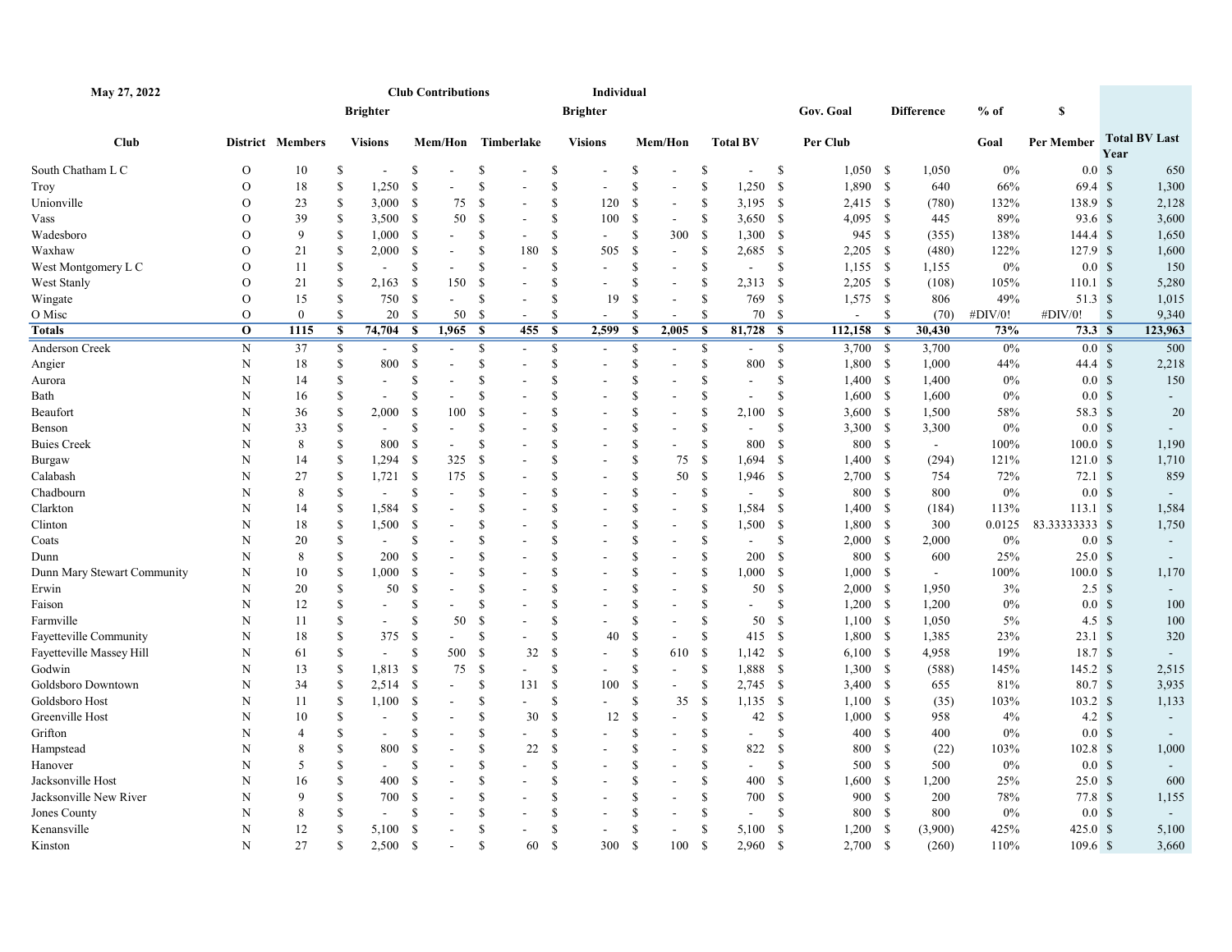| May 27, 2022 | | | Club Contributions | | | Individual | | | | | | | | |
|---|---|---|---|---|---|---|---|---|---|---|---|---|---|---|
| | | | Brighter | | | Brighter | | | Gov. Goal | Difference | % of | $ | |
| Club | District | Members | Visions | Mem/Hon | Timberlake | Visions | Mem/Hon | Total BV | Per Club | | Goal | Per Member | Total BV Last Year |
| South Chatham L C | O | 10 | $ - | $ - | $ - | $ - | $ - | $ - | $ 1,050 | $ 1,050 | 0% | 0.0 | $ 650 |
| Troy | O | 18 | $ 1,250 | $ - | $ - | $ - | $ - | $ 1,250 | $ 1,890 | $ 640 | 66% | 69.4 | $ 1,300 |
| Unionville | O | 23 | $ 3,000 | $ 75 | $ - | $ 120 | $ - | $ 3,195 | $ 2,415 | $ (780) | 132% | 138.9 | $ 2,128 |
| Vass | O | 39 | $ 3,500 | $ 50 | $ - | $ 100 | $ - | $ 3,650 | $ 4,095 | $ 445 | 89% | 93.6 | $ 3,600 |
| Wadesboro | O | 9 | $ 1,000 | $ - | $ - | $ - | $ 300 | $ 1,300 | $ 945 | $ (355) | 138% | 144.4 | $ 1,650 |
| Waxhaw | O | 21 | $ 2,000 | $ - | $ 180 | $ 505 | $ - | $ 2,685 | $ 2,205 | $ (480) | 122% | 127.9 | $ 1,600 |
| West Montgomery L C | O | 11 | $ - | $ - | $ - | $ - | $ - | $ - | $ 1,155 | $ 1,155 | 0% | 0.0 | $ 150 |
| West Stanly | O | 21 | $ 2,163 | $ 150 | $ - | $ - | $ - | $ 2,313 | $ 2,205 | $ (108) | 105% | 110.1 | $ 5,280 |
| Wingate | O | 15 | $ 750 | $ - | $ - | $ 19 | $ - | $ 769 | $ 1,575 | $ 806 | 49% | 51.3 | $ 1,015 |
| O Misc | O | 0 | $ 20 | $ 50 | $ - | $ - | $ - | $ 70 | $ - | $ (70) | #DIV/0! | #DIV/0! | $ 9,340 |
| **Totals** | **O** | **1115** | **$ 74,704** | **$ 1,965** | **$ 455** | **$ 2,599** | **$ 2,005** | **$ 81,728** | **$ 112,158** | **$ 30,430** | **73%** | **73.3** | **$ 123,963** |
| Anderson Creek | N | 37 | $ - | $ - | $ - | $ - | $ - | $ - | $ 3,700 | $ 3,700 | 0% | 0.0 | $ 500 |
| Angier | N | 18 | $ 800 | $ - | $ - | $ - | $ - | $ 800 | $ 1,800 | $ 1,000 | 44% | 44.4 | $ 2,218 |
| Aurora | N | 14 | $ - | $ - | $ - | $ - | $ - | $ - | $ 1,400 | $ 1,400 | 0% | 0.0 | $ 150 |
| Bath | N | 16 | $ - | $ - | $ - | $ - | $ - | $ - | $ 1,600 | $ 1,600 | 0% | 0.0 | $ - |
| Beaufort | N | 36 | $ 2,000 | $ 100 | $ - | $ - | $ - | $ 2,100 | $ 3,600 | $ 1,500 | 58% | 58.3 | $ 20 |
| Benson | N | 33 | $ - | $ - | $ - | $ - | $ - | $ - | $ 3,300 | $ 3,300 | 0% | 0.0 | $ - |
| Buies Creek | N | 8 | $ 800 | $ - | $ - | $ - | $ - | $ 800 | $ 800 | $ - | 100% | 100.0 | $ 1,190 |
| Burgaw | N | 14 | $ 1,294 | $ 325 | $ - | $ - | $ 75 | $ 1,694 | $ 1,400 | $ (294) | 121% | 121.0 | $ 1,710 |
| Calabash | N | 27 | $ 1,721 | $ 175 | $ - | $ - | $ 50 | $ 1,946 | $ 2,700 | $ 754 | 72% | 72.1 | $ 859 |
| Chadbourn | N | 8 | $ - | $ - | $ - | $ - | $ - | $ - | $ 800 | $ 800 | 0% | 0.0 | $ - |
| Clarkton | N | 14 | $ 1,584 | $ - | $ - | $ - | $ - | $ 1,584 | $ 1,400 | $ (184) | 113% | 113.1 | $ 1,584 |
| Clinton | N | 18 | $ 1,500 | $ - | $ - | $ - | $ - | $ 1,500 | $ 1,800 | $ 300 | 0.0125 | 83.33333333 | $ 1,750 |
| Coats | N | 20 | $ - | $ - | $ - | $ - | $ - | $ - | $ 2,000 | $ 2,000 | 0% | 0.0 | $ - |
| Dunn | N | 8 | $ 200 | $ - | $ - | $ - | $ - | $ 200 | $ 800 | $ 600 | 25% | 25.0 | $ - |
| Dunn Mary Stewart Community | N | 10 | $ 1,000 | $ - | $ - | $ - | $ - | $ 1,000 | $ 1,000 | $ - | 100% | 100.0 | $ 1,170 |
| Erwin | N | 20 | $ 50 | $ - | $ - | $ - | $ - | $ 50 | $ 2,000 | $ 1,950 | 3% | 2.5 | $ - |
| Faison | N | 12 | $ - | $ - | $ - | $ - | $ - | $ - | $ 1,200 | $ 1,200 | 0% | 0.0 | $ 100 |
| Farmville | N | 11 | $ - | $ 50 | $ - | $ - | $ - | $ 50 | $ 1,100 | $ 1,050 | 5% | 4.5 | $ 100 |
| Fayetteville Community | N | 18 | $ 375 | $ - | $ - | $ 40 | $ - | $ 415 | $ 1,800 | $ 1,385 | 23% | 23.1 | $ 320 |
| Fayetteville Massey Hill | N | 61 | $ - | $ 500 | $ 32 | $ - | $ 610 | $ 1,142 | $ 6,100 | $ 4,958 | 19% | 18.7 | $ - |
| Godwin | N | 13 | $ 1,813 | $ 75 | $ - | $ - | $ - | $ 1,888 | $ 1,300 | $ (588) | 145% | 145.2 | $ 2,515 |
| Goldsboro Downtown | N | 34 | $ 2,514 | $ - | $ 131 | $ 100 | $ - | $ 2,745 | $ 3,400 | $ 655 | 81% | 80.7 | $ 3,935 |
| Goldsboro Host | N | 11 | $ 1,100 | $ - | $ - | $ - | $ 35 | $ 1,135 | $ 1,100 | $ (35) | 103% | 103.2 | $ 1,133 |
| Greenville Host | N | 10 | $ - | $ - | $ 30 | $ 12 | $ - | $ 42 | $ 1,000 | $ 958 | 4% | 4.2 | $ - |
| Grifton | N | 4 | $ - | $ - | $ - | $ - | $ - | $ - | $ 400 | $ 400 | 0% | 0.0 | $ - |
| Hampstead | N | 8 | $ 800 | $ - | $ 22 | $ - | $ - | $ 822 | $ 800 | $ (22) | 103% | 102.8 | $ 1,000 |
| Hanover | N | 5 | $ - | $ - | $ - | $ - | $ - | $ - | $ 500 | $ 500 | 0% | 0.0 | $ - |
| Jacksonville Host | N | 16 | $ 400 | $ - | $ - | $ - | $ - | $ 400 | $ 1,600 | $ 1,200 | 25% | 25.0 | $ 600 |
| Jacksonville New River | N | 9 | $ 700 | $ - | $ - | $ - | $ - | $ 700 | $ 900 | $ 200 | 78% | 77.8 | $ 1,155 |
| Jones County | N | 8 | $ - | $ - | $ - | $ - | $ - | $ - | $ 800 | $ 800 | 0% | 0.0 | $ - |
| Kenansville | N | 12 | $ 5,100 | $ - | $ - | $ - | $ - | $ 5,100 | $ 1,200 | $ (3,900) | 425% | 425.0 | $ 5,100 |
| Kinston | N | 27 | $ 2,500 | $ - | $ 60 | $ 300 | $ 100 | $ 2,960 | $ 2,700 | $ (260) | 110% | 109.6 | $ 3,660 |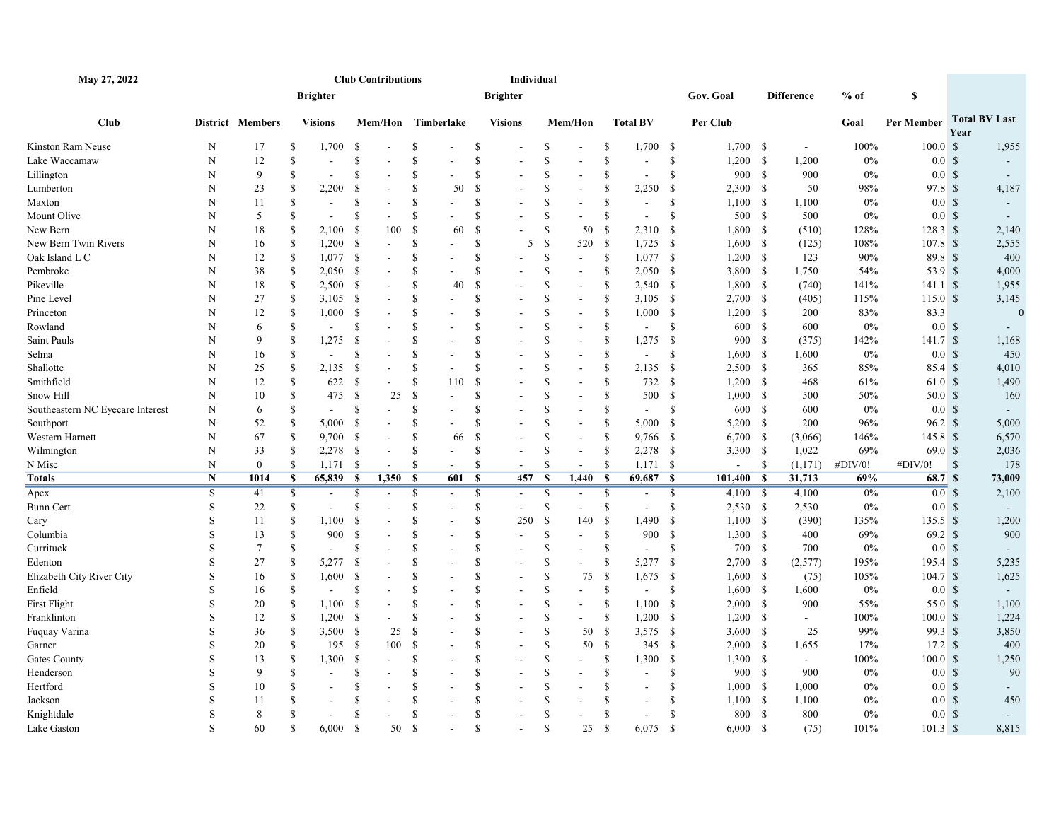| May 27, 2022 | | | Club Contributions | | | Individual | | | | | | | | |
|---|---|---|---|---|---|---|---|---|---|---|---|---|---|---|
| | | | Brighter | | | Brighter | | | Gov. Goal | Difference | % of | $ | |
| Club | District | Members | Visions | Mem/Hon | Timberlake | Visions | Mem/Hon | Total BV | Per Club | | Goal | Per Member | Total BV Last Year |
| Kinston Ram Neuse | N | 17 | $ 1,700 | $ - | $ - | $ - | $ - | $ 1,700 | $ 1,700 | $ - | 100% | 100.0 | $ 1,955 |
| Lake Waccamaw | N | 12 | $ - | $ - | $ - | $ - | $ - | $ - | $ 1,200 | $ 1,200 | 0% | 0.0 | $ - |
| Lillington | N | 9 | $ - | $ - | $ - | $ - | $ - | $ - | $ 900 | $ 900 | 0% | 0.0 | $ - |
| Lumberton | N | 23 | $ 2,200 | $ - | $ 50 | $ - | $ - | $ 2,250 | $ 2,300 | $ 50 | 98% | 97.8 | $ 4,187 |
| Maxton | N | 11 | $ - | $ - | $ - | $ - | $ - | $ - | $ 1,100 | $ 1,100 | 0% | 0.0 | $ - |
| Mount Olive | N | 5 | $ - | $ - | $ - | $ - | $ - | $ - | $ 500 | $ 500 | 0% | 0.0 | $ - |
| New Bern | N | 18 | $ 2,100 | $ 100 | $ 60 | $ - | $ 50 | $ 2,310 | $ 1,800 | $ (510) | 128% | 128.3 | $ 2,140 |
| New Bern Twin Rivers | N | 16 | $ 1,200 | $ - | $ - | $ 5 | $ 520 | $ 1,725 | $ 1,600 | $ (125) | 108% | 107.8 | $ 2,555 |
| Oak Island L C | N | 12 | $ 1,077 | $ - | $ - | $ - | $ - | $ 1,077 | $ 1,200 | $ 123 | 90% | 89.8 | $ 400 |
| Pembroke | N | 38 | $ 2,050 | $ - | $ - | $ - | $ - | $ 2,050 | $ 3,800 | $ 1,750 | 54% | 53.9 | $ 4,000 |
| Pikeville | N | 18 | $ 2,500 | $ - | $ 40 | $ - | $ - | $ 2,540 | $ 1,800 | $ (740) | 141% | 141.1 | $ 1,955 |
| Pine Level | N | 27 | $ 3,105 | $ - | $ - | $ - | $ - | $ 3,105 | $ 2,700 | $ (405) | 115% | 115.0 | $ 3,145 |
| Princeton | N | 12 | $ 1,000 | $ - | $ - | $ - | $ - | $ 1,000 | $ 1,200 | $ 200 | 83% | 83.3 | 0 |
| Rowland | N | 6 | $ - | $ - | $ - | $ - | $ - | $ - | $ 600 | $ 600 | 0% | 0.0 | $ - |
| Saint Pauls | N | 9 | $ 1,275 | $ - | $ - | $ - | $ - | $ 1,275 | $ 900 | $ (375) | 142% | 141.7 | $ 1,168 |
| Selma | N | 16 | $ - | $ - | $ - | $ - | $ - | $ - | $ 1,600 | $ 1,600 | 0% | 0.0 | $ 450 |
| Shallotte | N | 25 | $ 2,135 | $ - | $ - | $ - | $ - | $ 2,135 | $ 2,500 | $ 365 | 85% | 85.4 | $ 4,010 |
| Smithfield | N | 12 | $ 622 | $ - | $ 110 | $ - | $ - | $ 732 | $ 1,200 | $ 468 | 61% | 61.0 | $ 1,490 |
| Snow Hill | N | 10 | $ 475 | $ 25 | $ - | $ - | $ - | $ 500 | $ 1,000 | $ 500 | 50% | 50.0 | $ 160 |
| Southeastern NC Eyecare Interest | N | 6 | $ - | $ - | $ - | $ - | $ - | $ - | $ 600 | $ 600 | 0% | 0.0 | $ - |
| Southport | N | 52 | $ 5,000 | $ - | $ - | $ - | $ - | $ 5,000 | $ 5,200 | $ 200 | 96% | 96.2 | $ 5,000 |
| Western Harnett | N | 67 | $ 9,700 | $ - | $ 66 | $ - | $ - | $ 9,766 | $ 6,700 | $ (3,066) | 146% | 145.8 | $ 6,570 |
| Wilmington | N | 33 | $ 2,278 | $ - | $ - | $ - | $ - | $ 2,278 | $ 3,300 | $ 1,022 | 69% | 69.0 | $ 2,036 |
| N Misc | N | 0 | $ 1,171 | $ - | $ - | $ - | $ - | $ 1,171 | $ - | $ (1,171) | #DIV/0! | #DIV/0! | $ 178 |
| **Totals** | **N** | **1014** | **$ 65,839** | **$ 1,350** | **$ 601** | **$ 457** | **$ 1,440** | **$ 69,687** | **$ 101,400** | **$ 31,713** | **69%** | **68.7** | **$ 73,009** |
| Apex | S | 41 | $ - | $ - | $ - | $ - | $ - | $ - | $ 4,100 | $ 4,100 | 0% | 0.0 | $ 2,100 |
| Bunn Cert | S | 22 | $ - | $ - | $ - | $ - | $ - | $ - | $ 2,530 | $ 2,530 | 0% | 0.0 | $ - |
| Cary | S | 11 | $ 1,100 | $ - | $ - | $ 250 | $ 140 | $ 1,490 | $ 1,100 | $ (390) | 135% | 135.5 | $ 1,200 |
| Columbia | S | 13 | $ 900 | $ - | $ - | $ - | $ - | $ 900 | $ 1,300 | $ 400 | 69% | 69.2 | $ 900 |
| Currituck | S | 7 | $ - | $ - | $ - | $ - | $ - | $ - | $ 700 | $ 700 | 0% | 0.0 | $ - |
| Edenton | S | 27 | $ 5,277 | $ - | $ - | $ - | $ - | $ 5,277 | $ 2,700 | $ (2,577) | 195% | 195.4 | $ 5,235 |
| Elizabeth City River City | S | 16 | $ 1,600 | $ - | $ - | $ - | $ 75 | $ 1,675 | $ 1,600 | $ (75) | 105% | 104.7 | $ 1,625 |
| Enfield | S | 16 | $ - | $ - | $ - | $ - | $ - | $ - | $ 1,600 | $ 1,600 | 0% | 0.0 | $ - |
| First Flight | S | 20 | $ 1,100 | $ - | $ - | $ - | $ - | $ 1,100 | $ 2,000 | $ 900 | 55% | 55.0 | $ 1,100 |
| Franklinton | S | 12 | $ 1,200 | $ - | $ - | $ - | $ - | $ 1,200 | $ 1,200 | $ - | 100% | 100.0 | $ 1,224 |
| Fuquay Varina | S | 36 | $ 3,500 | $ 25 | $ - | $ - | $ 50 | $ 3,575 | $ 3,600 | $ 25 | 99% | 99.3 | $ 3,850 |
| Garner | S | 20 | $ 195 | $ 100 | $ - | $ - | $ 50 | $ 345 | $ 2,000 | $ 1,655 | 17% | 17.2 | $ 400 |
| Gates County | S | 13 | $ 1,300 | $ - | $ - | $ - | $ - | $ 1,300 | $ 1,300 | $ - | 100% | 100.0 | $ 1,250 |
| Henderson | S | 9 | $ - | $ - | $ - | $ - | $ - | $ - | $ 900 | $ 900 | 0% | 0.0 | $ 90 |
| Hertford | S | 10 | $ - | $ - | $ - | $ - | $ - | $ - | $ 1,000 | $ 1,000 | 0% | 0.0 | $ - |
| Jackson | S | 11 | $ - | $ - | $ - | $ - | $ - | $ - | $ 1,100 | $ 1,100 | 0% | 0.0 | $ 450 |
| Knightdale | S | 8 | $ - | $ - | $ - | $ - | $ - | $ - | $ 800 | $ 800 | 0% | 0.0 | $ - |
| Lake Gaston | S | 60 | $ 6,000 | $ 50 | $ - | $ - | $ 25 | $ 6,075 | $ 6,000 | $ (75) | 101% | 101.3 | $ 8,815 |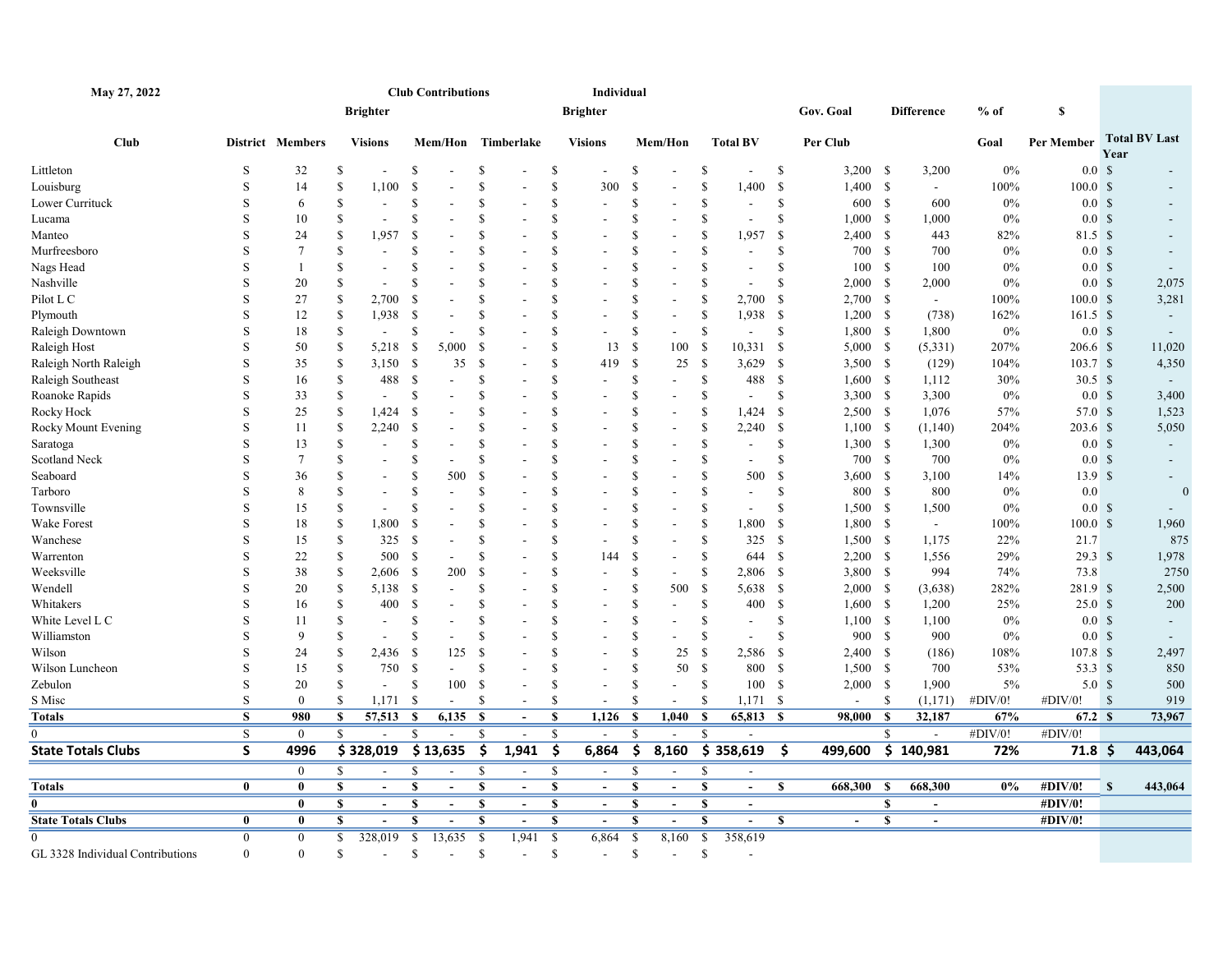| May 27, 2022 | | | Club Contributions | | | Individual | | | | | | | |
|---|---|---|---|---|---|---|---|---|---|---|---|---|---|
| | | | Brighter | | | Brighter | | | Gov. Goal | Difference | % of | $ | |
| Club | District | Members | Visions | Mem/Hon | Timberlake | Visions | Mem/Hon | Total BV | Per Club | | Goal | Per Member | Total BV Last Year |
| Littleton | S | 32 | $ - | $ - | $ - | $ - | $ - | $ - | $ 3,200 | $ 3,200 | 0% | 0.0 | $ - |
| Louisburg | S | 14 | $ 1,100 | $ - | $ - | $ 300 | $ - | $ 1,400 | $ 1,400 | $ - | 100% | 100.0 | $ - |
| Lower Currituck | S | 6 | $ - | $ - | $ - | $ - | $ - | $ - | $ 600 | $ 600 | 0% | 0.0 | $ - |
| Lucama | S | 10 | $ - | $ - | $ - | $ - | $ - | $ - | $ 1,000 | $ 1,000 | 0% | 0.0 | $ - |
| Manteo | S | 24 | $ 1,957 | $ - | $ - | $ - | $ - | $ 1,957 | $ 2,400 | $ 443 | 82% | 81.5 | $ - |
| Murfreesboro | S | 7 | $ - | $ - | $ - | $ - | $ - | $ - | $ 700 | $ 700 | 0% | 0.0 | $ - |
| Nags Head | S | 1 | $ - | $ - | $ - | $ - | $ - | $ - | $ 100 | $ 100 | 0% | 0.0 | $ - |
| Nashville | S | 20 | $ - | $ - | $ - | $ - | $ - | $ - | $ 2,000 | $ 2,000 | 0% | 0.0 | $ 2,075 |
| Pilot L C | S | 27 | $ 2,700 | $ - | $ - | $ - | $ - | $ 2,700 | $ 2,700 | $ - | 100% | 100.0 | $ 3,281 |
| Plymouth | S | 12 | $ 1,938 | $ - | $ - | $ - | $ - | $ 1,938 | $ 1,200 | $ (738) | 162% | 161.5 | $ - |
| Raleigh Downtown | S | 18 | $ - | $ - | $ - | $ - | $ - | $ - | $ 1,800 | $ 1,800 | 0% | 0.0 | $ - |
| Raleigh Host | S | 50 | $ 5,218 | $ 5,000 | $ - | $ 13 | $ 100 | $ 10,331 | $ 5,000 | $ (5,331) | 207% | 206.6 | $ 11,020 |
| Raleigh North Raleigh | S | 35 | $ 3,150 | $ 35 | $ - | $ 419 | $ 25 | $ 3,629 | $ 3,500 | $ (129) | 104% | 103.7 | $ 4,350 |
| Raleigh Southeast | S | 16 | $ 488 | $ - | $ - | $ - | $ - | $ 488 | $ 1,600 | $ 1,112 | 30% | 30.5 | $ - |
| Roanoke Rapids | S | 33 | $ - | $ - | $ - | $ - | $ - | $ - | $ 3,300 | $ 3,300 | 0% | 0.0 | $ 3,400 |
| Rocky Hock | S | 25 | $ 1,424 | $ - | $ - | $ - | $ - | $ 1,424 | $ 2,500 | $ 1,076 | 57% | 57.0 | $ 1,523 |
| Rocky Mount Evening | S | 11 | $ 2,240 | $ - | $ - | $ - | $ - | $ 2,240 | $ 1,100 | $ (1,140) | 204% | 203.6 | $ 5,050 |
| Saratoga | S | 13 | $ - | $ - | $ - | $ - | $ - | $ - | $ 1,300 | $ 1,300 | 0% | 0.0 | $ - |
| Scotland Neck | S | 7 | $ - | $ - | $ - | $ - | $ - | $ - | $ 700 | $ 700 | 0% | 0.0 | $ - |
| Seaboard | S | 36 | $ - | $ 500 | $ - | $ - | $ - | $ 500 | $ 3,600 | $ 3,100 | 14% | 13.9 | $ - |
| Tarboro | S | 8 | $ - | $ - | $ - | $ - | $ - | $ - | $ 800 | $ 800 | 0% | 0.0 | 0 |
| Townsville | S | 15 | $ - | $ - | $ - | $ - | $ - | $ - | $ 1,500 | $ 1,500 | 0% | 0.0 | $ - |
| Wake Forest | S | 18 | $ 1,800 | $ - | $ - | $ - | $ - | $ 1,800 | $ 1,800 | $ - | 100% | 100.0 | $ 1,960 |
| Wanchese | S | 15 | $ 325 | $ - | $ - | $ - | $ - | $ 325 | $ 1,500 | $ 1,175 | 22% | 21.7 | 875 |
| Warrenton | S | 22 | $ 500 | $ - | $ - | $ 144 | $ - | $ 644 | $ 2,200 | $ 1,556 | 29% | 29.3 | $ 1,978 |
| Weeksville | S | 38 | $ 2,606 | $ 200 | $ - | $ - | $ - | $ 2,806 | $ 3,800 | $ 994 | 74% | 73.8 | 2750 |
| Wendell | S | 20 | $ 5,138 | $ - | $ - | $ - | $ 500 | $ 5,638 | $ 2,000 | $ (3,638) | 282% | 281.9 | $ 2,500 |
| Whitakers | S | 16 | $ 400 | $ - | $ - | $ - | $ - | $ 400 | $ 1,600 | $ 1,200 | 25% | 25.0 | $ 200 |
| White Level L C | S | 11 | $ - | $ - | $ - | $ - | $ - | $ - | $ 1,100 | $ 1,100 | 0% | 0.0 | $ - |
| Williamston | S | 9 | $ - | $ - | $ - | $ - | $ - | $ - | $ 900 | $ 900 | 0% | 0.0 | $ - |
| Wilson | S | 24 | $ 2,436 | $ 125 | $ - | $ - | $ 25 | $ 2,586 | $ 2,400 | $ (186) | 108% | 107.8 | $ 2,497 |
| Wilson Luncheon | S | 15 | $ 750 | $ - | $ - | $ - | $ 50 | $ 800 | $ 1,500 | $ 700 | 53% | 53.3 | $ 850 |
| Zebulon | S | 20 | $ - | $ 100 | $ - | $ - | $ - | $ 100 | $ 2,000 | $ 1,900 | 5% | 5.0 | $ 500 |
| S Misc | S | 0 | $ 1,171 | $ - | $ - | $ - | $ - | $ 1,171 | $ - | $ (1,171) | #DIV/0! | #DIV/0! | $ 919 |
| **Totals** | **S** | **980** | **$ 57,513** | **$ 6,135** | **$ -** | **$ 1,126** | **$ 1,040** | **$ 65,813** | **$ 98,000** | **$ 32,187** | **67%** | **67.2** | **$ 73,967** |
| 0 | S | 0 | $ - | $ - | $ - | $ - | $ - | $ - | | $ - | #DIV/0! | #DIV/0! | |
| **State Totals Clubs** | **S** | **4996** | **$ 328,019** | **$ 13,635** | **$ 1,941** | **$ 6,864** | **$ 8,160** | **$ 358,619** | **$ 499,600** | **$ 140,981** | **72%** | **71.8** | **$ 443,064** |
| | | 0 | $ - | $ - | $ - | $ - | $ - | $ - | | | | | |
| **Totals** | **0** | **0** | **$ -** | **$ -** | **$ -** | **$ -** | **$ -** | **$ -** | **$ 668,300** | **$ 668,300** | **0%** | **#DIV/0!** | **$ 443,064** |
| **0** | | **0** | **$ -** | **$ -** | **$ -** | **$ -** | **$ -** | **$ -** | | **$ -** | | **#DIV/0!** | |
| **State Totals Clubs** | **0** | **0** | **$ -** | **$ -** | **$ -** | **$ -** | **$ -** | **$ -** | **$ -** | **$ -** | | **#DIV/0!** | |
| 0 | 0 | 0 | $ 328,019 | $ 13,635 | $ 1,941 | $ 6,864 | $ 8,160 | $ 358,619 | | | | | |
| GL 3328 Individual Contributions | 0 | 0 | $ - | $ - | $ - | $ - | $ - | $ - | | | | | |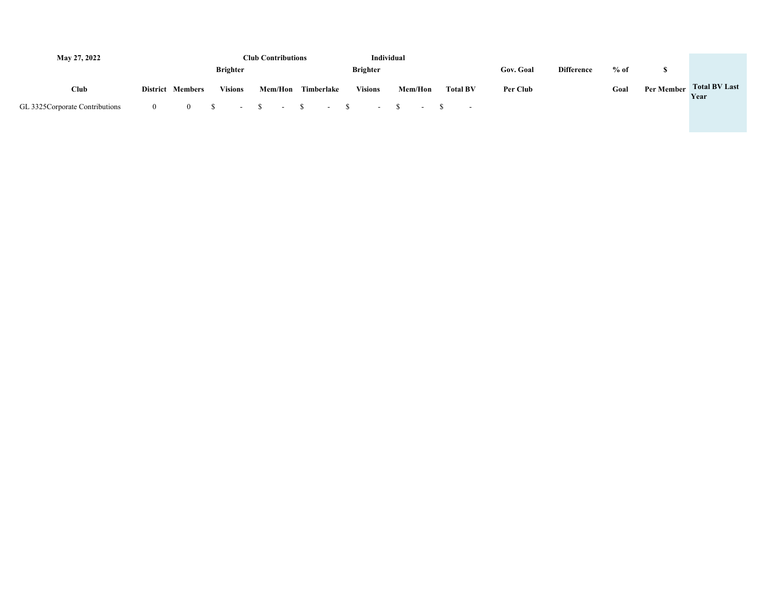| May 27, 2022 | | | Club Contributions | | | Individual | | | | | | | | |
|---|---|---|---|---|---|---|---|---|---|---|---|---|---|
| | | | Brighter | | | Brighter | | | Gov. Goal | Difference | % of | $ | |
| Club | District | Members | Visions | Mem/Hon | Timberlake | Visions | Mem/Hon | Total BV | Per Club | | Goal | Per Member | Total BV Last Year |
| GL 3325Corporate Contributions | 0 | 0 | $ - | $ - | $ - | $ - | $ - | $ - | | | | | |